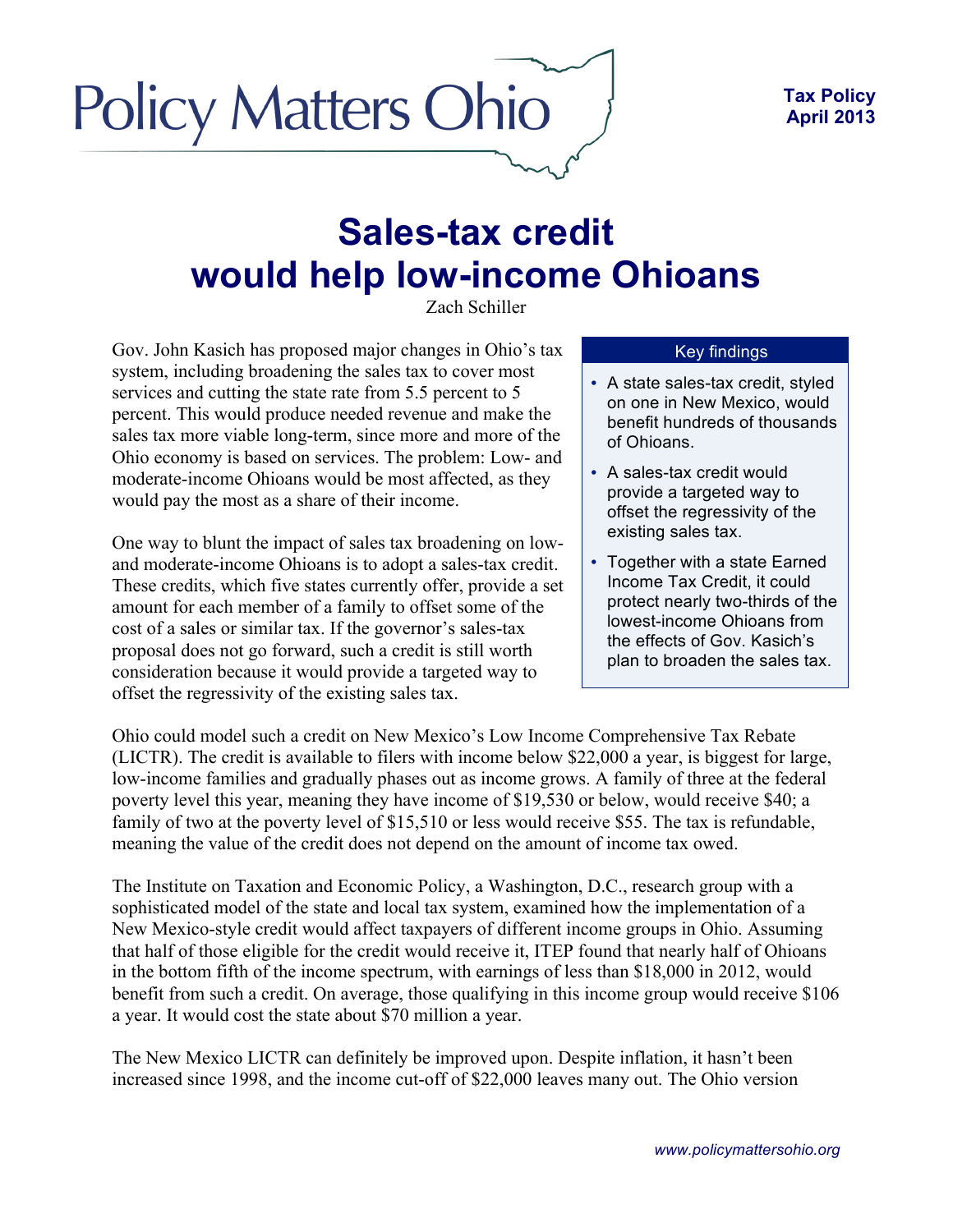Policy Matters Ohio

**Tax Policy**
**April 2013**

# Sales-tax credit would help low-income Ohioans

Zach Schiller

Gov. John Kasich has proposed major changes in Ohio's tax system, including broadening the sales tax to cover most services and cutting the state rate from 5.5 percent to 5 percent. This would produce needed revenue and make the sales tax more viable long-term, since more and more of the Ohio economy is based on services. The problem: Low- and moderate-income Ohioans would be most affected, as they would pay the most as a share of their income.

One way to blunt the impact of sales tax broadening on low- and moderate-income Ohioans is to adopt a sales-tax credit. These credits, which five states currently offer, provide a set amount for each member of a family to offset some of the cost of a sales or similar tax. If the governor's sales-tax proposal does not go forward, such a credit is still worth consideration because it would provide a targeted way to offset the regressivity of the existing sales tax.

**Key findings**

- A state sales-tax credit, styled on one in New Mexico, would benefit hundreds of thousands of Ohioans.
- A sales-tax credit would provide a targeted way to offset the regressivity of the existing sales tax.
- Together with a state Earned Income Tax Credit, it could protect nearly two-thirds of the lowest-income Ohioans from the effects of Gov. Kasich's plan to broaden the sales tax.

Ohio could model such a credit on New Mexico's Low Income Comprehensive Tax Rebate (LICTR). The credit is available to filers with income below $22,000 a year, is biggest for large, low-income families and gradually phases out as income grows. A family of three at the federal poverty level this year, meaning they have income of $19,530 or below, would receive $40; a family of two at the poverty level of $15,510 or less would receive $55. The tax is refundable, meaning the value of the credit does not depend on the amount of income tax owed.

The Institute on Taxation and Economic Policy, a Washington, D.C., research group with a sophisticated model of the state and local tax system, examined how the implementation of a New Mexico-style credit would affect taxpayers of different income groups in Ohio. Assuming that half of those eligible for the credit would receive it, ITEP found that nearly half of Ohioans in the bottom fifth of the income spectrum, with earnings of less than $18,000 in 2012, would benefit from such a credit. On average, those qualifying in this income group would receive $106 a year. It would cost the state about $70 million a year.

The New Mexico LICTR can definitely be improved upon. Despite inflation, it hasn't been increased since 1998, and the income cut-off of $22,000 leaves many out. The Ohio version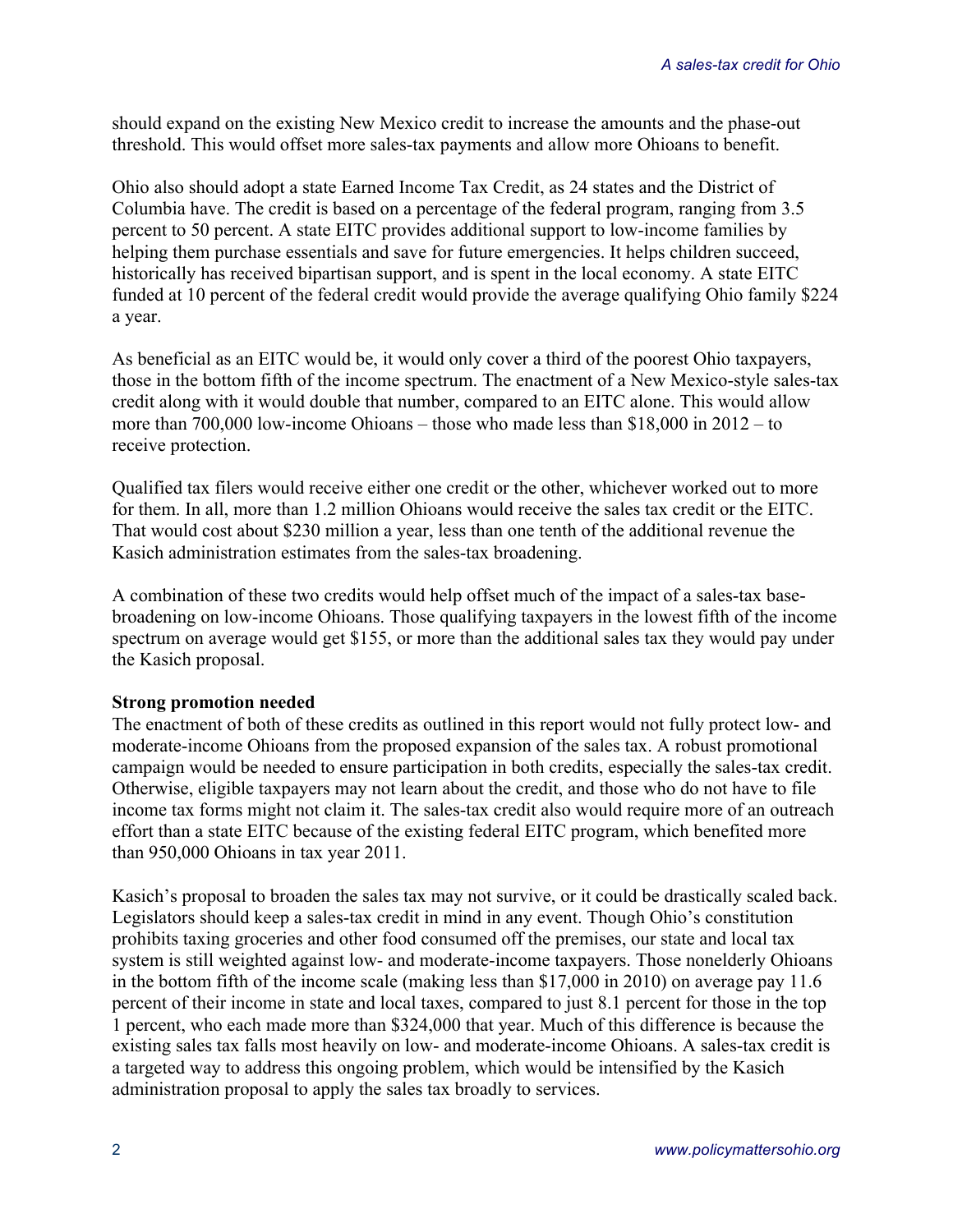should expand on the existing New Mexico credit to increase the amounts and the phase-out threshold. This would offset more sales-tax payments and allow more Ohioans to benefit.

Ohio also should adopt a state Earned Income Tax Credit, as 24 states and the District of Columbia have. The credit is based on a percentage of the federal program, ranging from 3.5 percent to 50 percent. A state EITC provides additional support to low-income families by helping them purchase essentials and save for future emergencies. It helps children succeed, historically has received bipartisan support, and is spent in the local economy. A state EITC funded at 10 percent of the federal credit would provide the average qualifying Ohio family $224 a year.

As beneficial as an EITC would be, it would only cover a third of the poorest Ohio taxpayers, those in the bottom fifth of the income spectrum. The enactment of a New Mexico-style sales-tax credit along with it would double that number, compared to an EITC alone. This would allow more than 700,000 low-income Ohioans – those who made less than $18,000 in 2012 – to receive protection.

Qualified tax filers would receive either one credit or the other, whichever worked out to more for them. In all, more than 1.2 million Ohioans would receive the sales tax credit or the EITC. That would cost about $230 million a year, less than one tenth of the additional revenue the Kasich administration estimates from the sales-tax broadening.

A combination of these two credits would help offset much of the impact of a sales-tax base-broadening on low-income Ohioans. Those qualifying taxpayers in the lowest fifth of the income spectrum on average would get $155, or more than the additional sales tax they would pay under the Kasich proposal.

**Strong promotion needed**

The enactment of both of these credits as outlined in this report would not fully protect low- and moderate-income Ohioans from the proposed expansion of the sales tax. A robust promotional campaign would be needed to ensure participation in both credits, especially the sales-tax credit. Otherwise, eligible taxpayers may not learn about the credit, and those who do not have to file income tax forms might not claim it. The sales-tax credit also would require more of an outreach effort than a state EITC because of the existing federal EITC program, which benefited more than 950,000 Ohioans in tax year 2011.

Kasich's proposal to broaden the sales tax may not survive, or it could be drastically scaled back. Legislators should keep a sales-tax credit in mind in any event. Though Ohio's constitution prohibits taxing groceries and other food consumed off the premises, our state and local tax system is still weighted against low- and moderate-income taxpayers. Those nonelderly Ohioans in the bottom fifth of the income scale (making less than $17,000 in 2010) on average pay 11.6 percent of their income in state and local taxes, compared to just 8.1 percent for those in the top 1 percent, who each made more than $324,000 that year. Much of this difference is because the existing sales tax falls most heavily on low- and moderate-income Ohioans. A sales-tax credit is a targeted way to address this ongoing problem, which would be intensified by the Kasich administration proposal to apply the sales tax broadly to services.